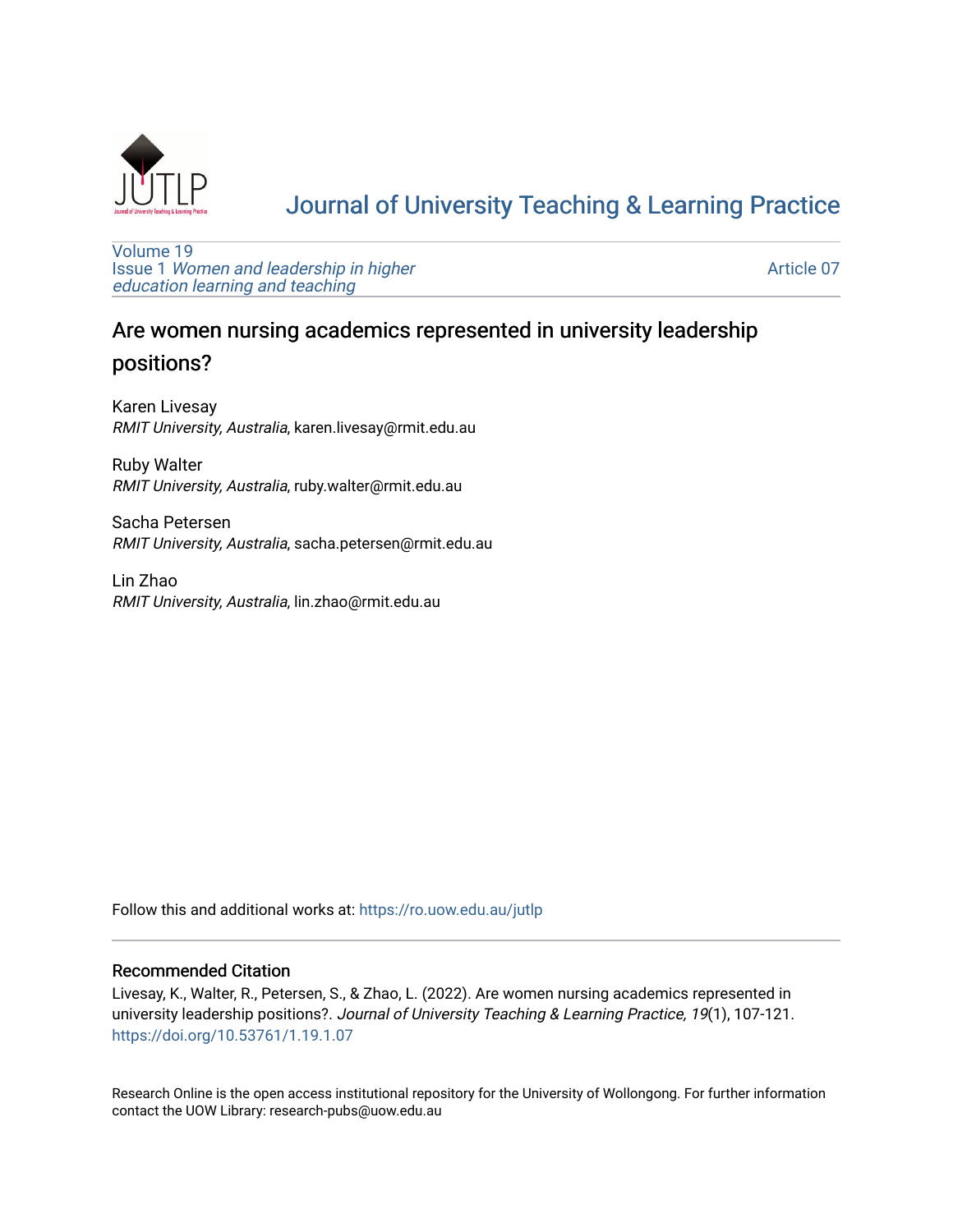# Journal of University Teaching & Learning Practice

Volume 19
Issue 1 *Women and leadership in higher education learning and teaching*

Article 07

## Are women nursing academics represented in university leadership positions?

Karen Livesay
*RMIT University, Australia*, karen.livesay@rmit.edu.au

Ruby Walter
*RMIT University, Australia*, ruby.walter@rmit.edu.au

Sacha Petersen
*RMIT University, Australia*, sacha.petersen@rmit.edu.au

Lin Zhao
*RMIT University, Australia*, lin.zhao@rmit.edu.au

Follow this and additional works at: https://ro.uow.edu.au/jutlp

### Recommended Citation

Livesay, K., Walter, R., Petersen, S., & Zhao, L. (2022). Are women nursing academics represented in university leadership positions?. *Journal of University Teaching & Learning Practice, 19*(1), 107-121. https://doi.org/10.53761/1.19.1.07

Research Online is the open access institutional repository for the University of Wollongong. For further information contact the UOW Library: research-pubs@uow.edu.au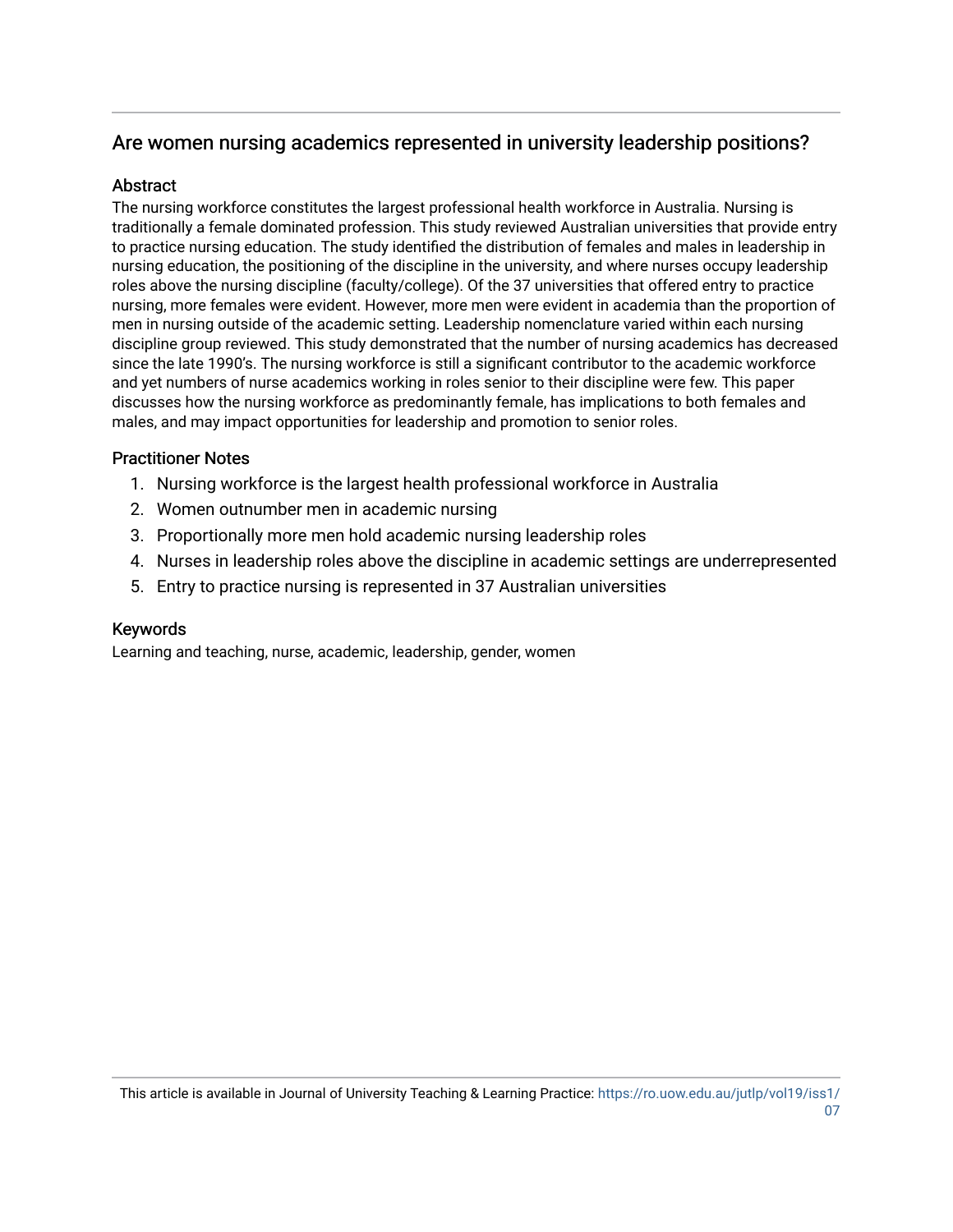## Are women nursing academics represented in university leadership positions?

### Abstract

The nursing workforce constitutes the largest professional health workforce in Australia. Nursing is traditionally a female dominated profession. This study reviewed Australian universities that provide entry to practice nursing education. The study identified the distribution of females and males in leadership in nursing education, the positioning of the discipline in the university, and where nurses occupy leadership roles above the nursing discipline (faculty/college). Of the 37 universities that offered entry to practice nursing, more females were evident. However, more men were evident in academia than the proportion of men in nursing outside of the academic setting. Leadership nomenclature varied within each nursing discipline group reviewed. This study demonstrated that the number of nursing academics has decreased since the late 1990's. The nursing workforce is still a significant contributor to the academic workforce and yet numbers of nurse academics working in roles senior to their discipline were few. This paper discusses how the nursing workforce as predominantly female, has implications to both females and males, and may impact opportunities for leadership and promotion to senior roles.

### Practitioner Notes

1. Nursing workforce is the largest health professional workforce in Australia
2. Women outnumber men in academic nursing
3. Proportionally more men hold academic nursing leadership roles
4. Nurses in leadership roles above the discipline in academic settings are underrepresented
5. Entry to practice nursing is represented in 37 Australian universities

### Keywords

Learning and teaching, nurse, academic, leadership, gender, women

This article is available in Journal of University Teaching & Learning Practice: https://ro.uow.edu.au/jutlp/vol19/iss1/07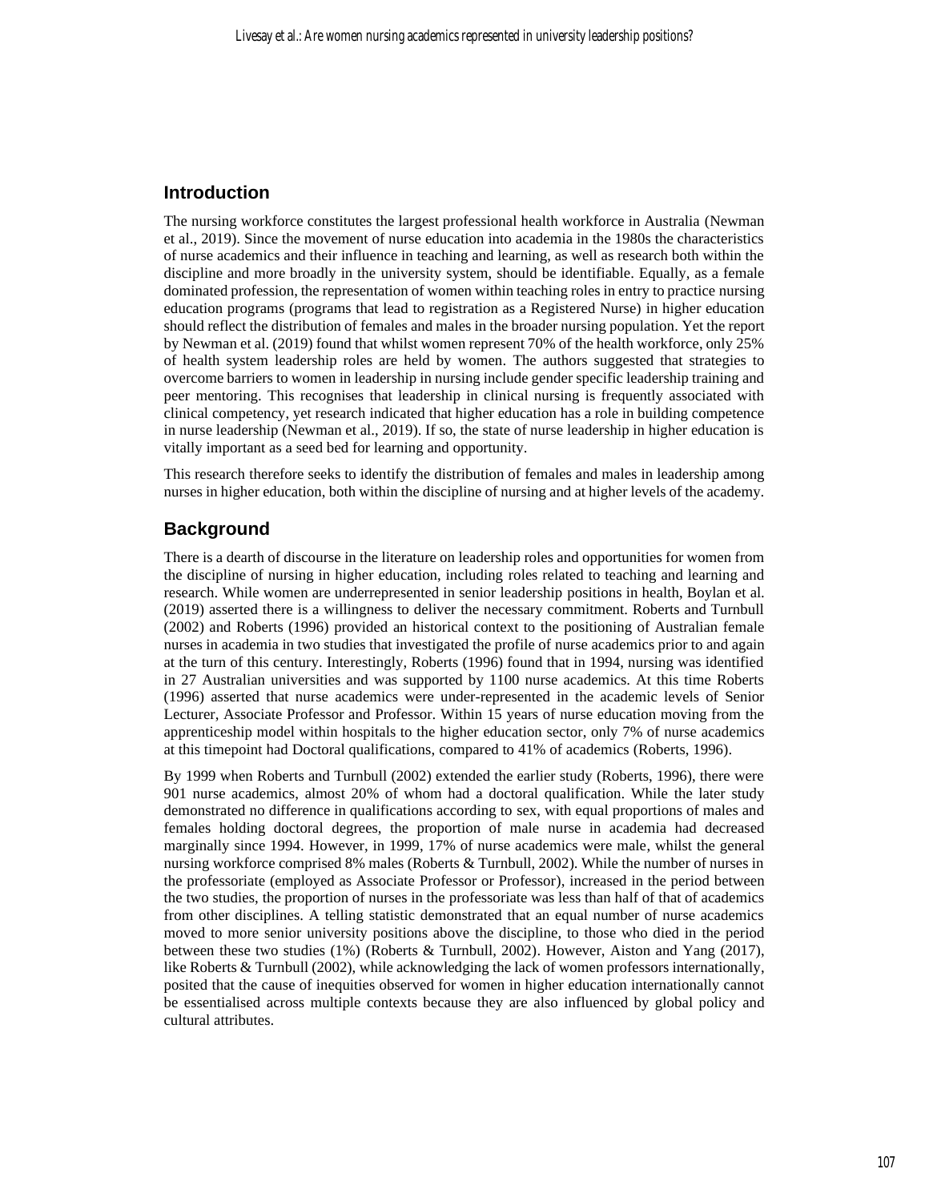## Introduction

The nursing workforce constitutes the largest professional health workforce in Australia (Newman et al., 2019). Since the movement of nurse education into academia in the 1980s the characteristics of nurse academics and their influence in teaching and learning, as well as research both within the discipline and more broadly in the university system, should be identifiable. Equally, as a female dominated profession, the representation of women within teaching roles in entry to practice nursing education programs (programs that lead to registration as a Registered Nurse) in higher education should reflect the distribution of females and males in the broader nursing population. Yet the report by Newman et al. (2019) found that whilst women represent 70% of the health workforce, only 25% of health system leadership roles are held by women. The authors suggested that strategies to overcome barriers to women in leadership in nursing include gender specific leadership training and peer mentoring. This recognises that leadership in clinical nursing is frequently associated with clinical competency, yet research indicated that higher education has a role in building competence in nurse leadership (Newman et al., 2019). If so, the state of nurse leadership in higher education is vitally important as a seed bed for learning and opportunity.

This research therefore seeks to identify the distribution of females and males in leadership among nurses in higher education, both within the discipline of nursing and at higher levels of the academy.

## Background

There is a dearth of discourse in the literature on leadership roles and opportunities for women from the discipline of nursing in higher education, including roles related to teaching and learning and research. While women are underrepresented in senior leadership positions in health, Boylan et al. (2019) asserted there is a willingness to deliver the necessary commitment. Roberts and Turnbull (2002) and Roberts (1996) provided an historical context to the positioning of Australian female nurses in academia in two studies that investigated the profile of nurse academics prior to and again at the turn of this century. Interestingly, Roberts (1996) found that in 1994, nursing was identified in 27 Australian universities and was supported by 1100 nurse academics. At this time Roberts (1996) asserted that nurse academics were under-represented in the academic levels of Senior Lecturer, Associate Professor and Professor. Within 15 years of nurse education moving from the apprenticeship model within hospitals to the higher education sector, only 7% of nurse academics at this timepoint had Doctoral qualifications, compared to 41% of academics (Roberts, 1996).

By 1999 when Roberts and Turnbull (2002) extended the earlier study (Roberts, 1996), there were 901 nurse academics, almost 20% of whom had a doctoral qualification. While the later study demonstrated no difference in qualifications according to sex, with equal proportions of males and females holding doctoral degrees, the proportion of male nurse in academia had decreased marginally since 1994. However, in 1999, 17% of nurse academics were male, whilst the general nursing workforce comprised 8% males (Roberts & Turnbull, 2002). While the number of nurses in the professoriate (employed as Associate Professor or Professor), increased in the period between the two studies, the proportion of nurses in the professoriate was less than half of that of academics from other disciplines. A telling statistic demonstrated that an equal number of nurse academics moved to more senior university positions above the discipline, to those who died in the period between these two studies (1%) (Roberts & Turnbull, 2002). However, Aiston and Yang (2017), like Roberts & Turnbull (2002), while acknowledging the lack of women professors internationally, posited that the cause of inequities observed for women in higher education internationally cannot be essentialised across multiple contexts because they are also influenced by global policy and cultural attributes.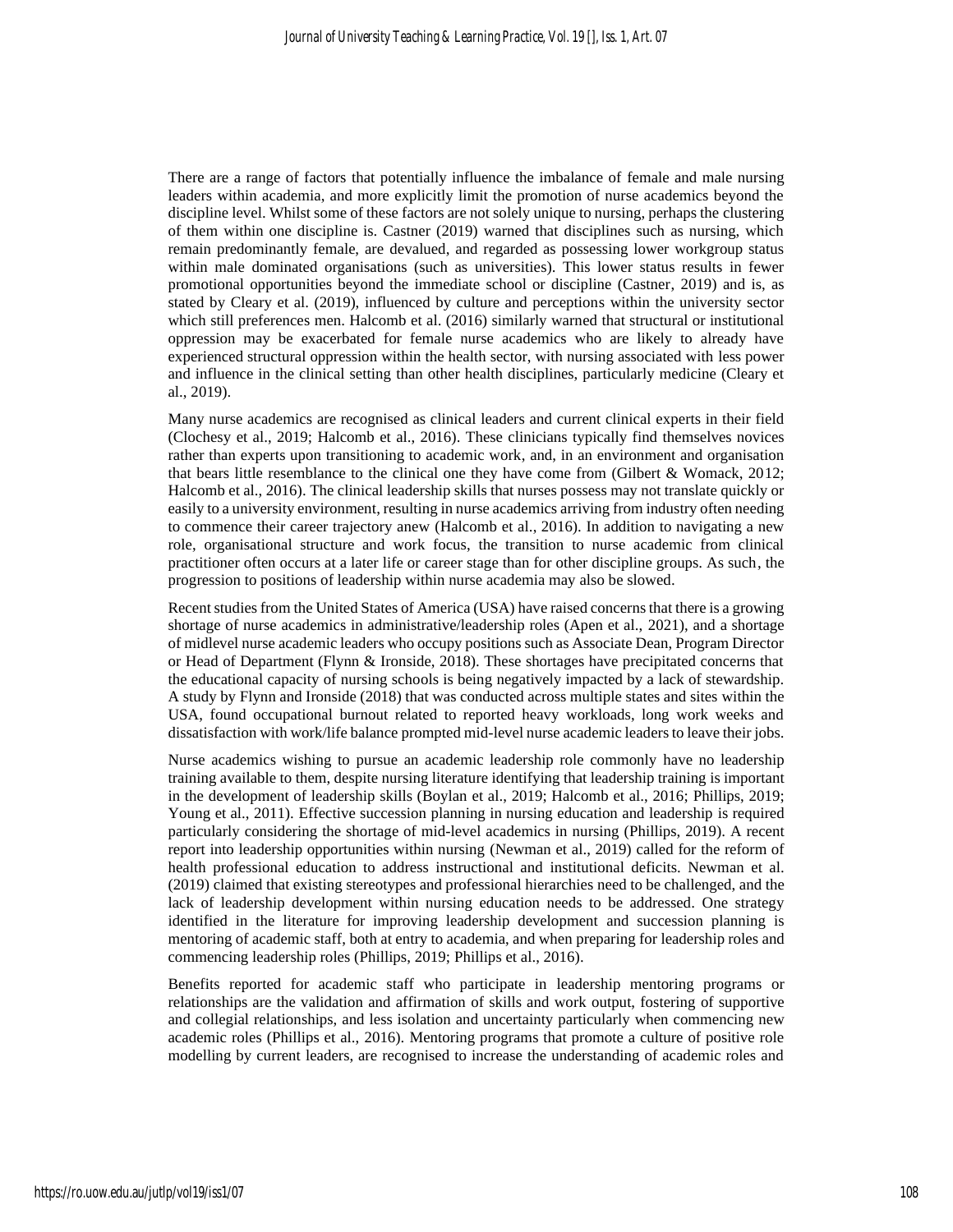There are a range of factors that potentially influence the imbalance of female and male nursing leaders within academia, and more explicitly limit the promotion of nurse academics beyond the discipline level. Whilst some of these factors are not solely unique to nursing, perhaps the clustering of them within one discipline is. Castner (2019) warned that disciplines such as nursing, which remain predominantly female, are devalued, and regarded as possessing lower workgroup status within male dominated organisations (such as universities). This lower status results in fewer promotional opportunities beyond the immediate school or discipline (Castner, 2019) and is, as stated by Cleary et al. (2019), influenced by culture and perceptions within the university sector which still preferences men. Halcomb et al. (2016) similarly warned that structural or institutional oppression may be exacerbated for female nurse academics who are likely to already have experienced structural oppression within the health sector, with nursing associated with less power and influence in the clinical setting than other health disciplines, particularly medicine (Cleary et al., 2019).

Many nurse academics are recognised as clinical leaders and current clinical experts in their field (Clochesy et al., 2019; Halcomb et al., 2016). These clinicians typically find themselves novices rather than experts upon transitioning to academic work, and, in an environment and organisation that bears little resemblance to the clinical one they have come from (Gilbert & Womack, 2012; Halcomb et al., 2016). The clinical leadership skills that nurses possess may not translate quickly or easily to a university environment, resulting in nurse academics arriving from industry often needing to commence their career trajectory anew (Halcomb et al., 2016). In addition to navigating a new role, organisational structure and work focus, the transition to nurse academic from clinical practitioner often occurs at a later life or career stage than for other discipline groups. As such, the progression to positions of leadership within nurse academia may also be slowed.

Recent studies from the United States of America (USA) have raised concerns that there is a growing shortage of nurse academics in administrative/leadership roles (Apen et al., 2021), and a shortage of midlevel nurse academic leaders who occupy positions such as Associate Dean, Program Director or Head of Department (Flynn & Ironside, 2018). These shortages have precipitated concerns that the educational capacity of nursing schools is being negatively impacted by a lack of stewardship. A study by Flynn and Ironside (2018) that was conducted across multiple states and sites within the USA, found occupational burnout related to reported heavy workloads, long work weeks and dissatisfaction with work/life balance prompted mid-level nurse academic leaders to leave their jobs.

Nurse academics wishing to pursue an academic leadership role commonly have no leadership training available to them, despite nursing literature identifying that leadership training is important in the development of leadership skills (Boylan et al., 2019; Halcomb et al., 2016; Phillips, 2019; Young et al., 2011). Effective succession planning in nursing education and leadership is required particularly considering the shortage of mid-level academics in nursing (Phillips, 2019). A recent report into leadership opportunities within nursing (Newman et al., 2019) called for the reform of health professional education to address instructional and institutional deficits. Newman et al. (2019) claimed that existing stereotypes and professional hierarchies need to be challenged, and the lack of leadership development within nursing education needs to be addressed. One strategy identified in the literature for improving leadership development and succession planning is mentoring of academic staff, both at entry to academia, and when preparing for leadership roles and commencing leadership roles (Phillips, 2019; Phillips et al., 2016).

Benefits reported for academic staff who participate in leadership mentoring programs or relationships are the validation and affirmation of skills and work output, fostering of supportive and collegial relationships, and less isolation and uncertainty particularly when commencing new academic roles (Phillips et al., 2016). Mentoring programs that promote a culture of positive role modelling by current leaders, are recognised to increase the understanding of academic roles and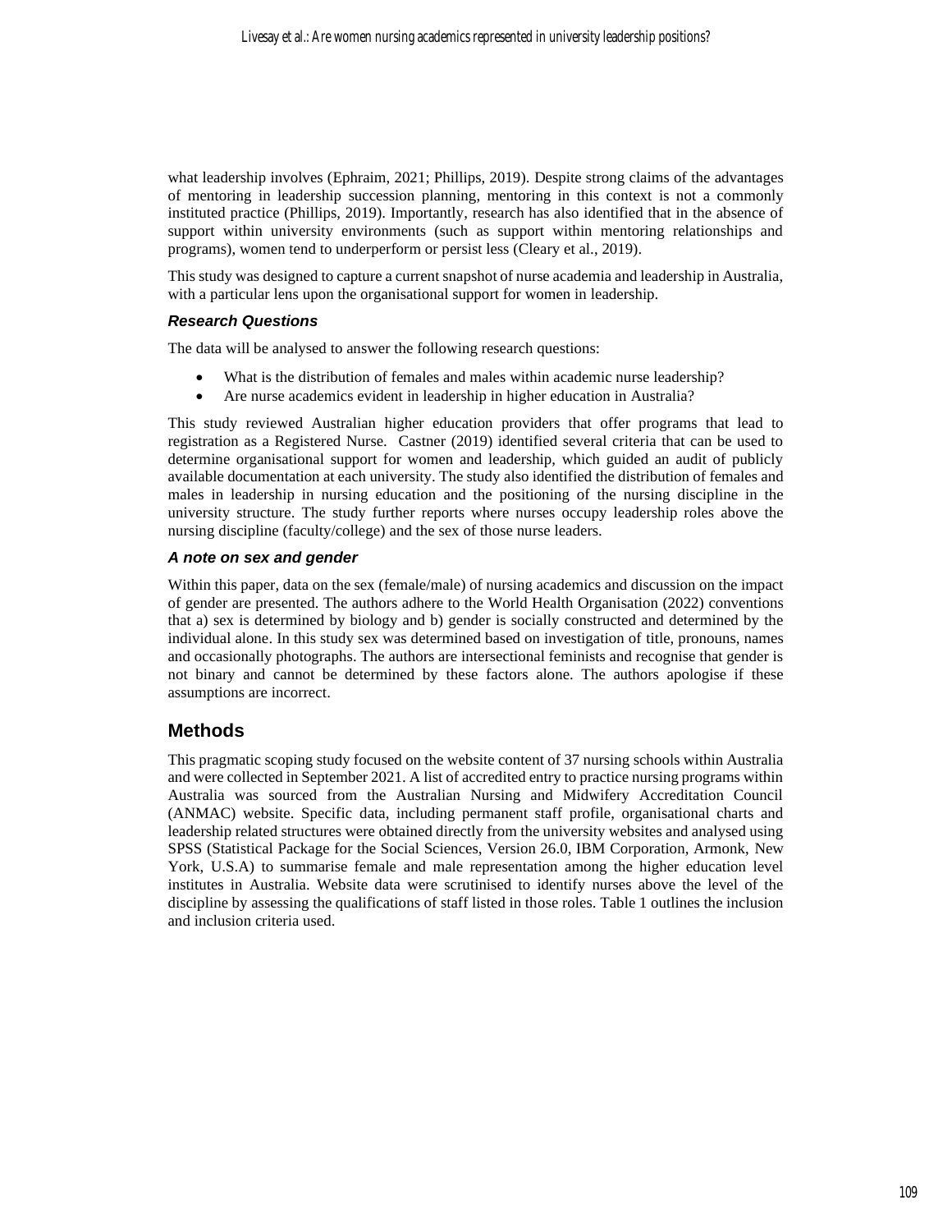what leadership involves (Ephraim, 2021; Phillips, 2019). Despite strong claims of the advantages of mentoring in leadership succession planning, mentoring in this context is not a commonly instituted practice (Phillips, 2019). Importantly, research has also identified that in the absence of support within university environments (such as support within mentoring relationships and programs), women tend to underperform or persist less (Cleary et al., 2019).

This study was designed to capture a current snapshot of nurse academia and leadership in Australia, with a particular lens upon the organisational support for women in leadership.

### *Research Questions*

The data will be analysed to answer the following research questions:

- What is the distribution of females and males within academic nurse leadership?
- Are nurse academics evident in leadership in higher education in Australia?

This study reviewed Australian higher education providers that offer programs that lead to registration as a Registered Nurse. Castner (2019) identified several criteria that can be used to determine organisational support for women and leadership, which guided an audit of publicly available documentation at each university. The study also identified the distribution of females and males in leadership in nursing education and the positioning of the nursing discipline in the university structure. The study further reports where nurses occupy leadership roles above the nursing discipline (faculty/college) and the sex of those nurse leaders.

### *A note on sex and gender*

Within this paper, data on the sex (female/male) of nursing academics and discussion on the impact of gender are presented. The authors adhere to the World Health Organisation (2022) conventions that a) sex is determined by biology and b) gender is socially constructed and determined by the individual alone. In this study sex was determined based on investigation of title, pronouns, names and occasionally photographs. The authors are intersectional feminists and recognise that gender is not binary and cannot be determined by these factors alone. The authors apologise if these assumptions are incorrect.

## Methods

This pragmatic scoping study focused on the website content of 37 nursing schools within Australia and were collected in September 2021. A list of accredited entry to practice nursing programs within Australia was sourced from the Australian Nursing and Midwifery Accreditation Council (ANMAC) website. Specific data, including permanent staff profile, organisational charts and leadership related structures were obtained directly from the university websites and analysed using SPSS (Statistical Package for the Social Sciences, Version 26.0, IBM Corporation, Armonk, New York, U.S.A) to summarise female and male representation among the higher education level institutes in Australia. Website data were scrutinised to identify nurses above the level of the discipline by assessing the qualifications of staff listed in those roles. Table 1 outlines the inclusion and inclusion criteria used.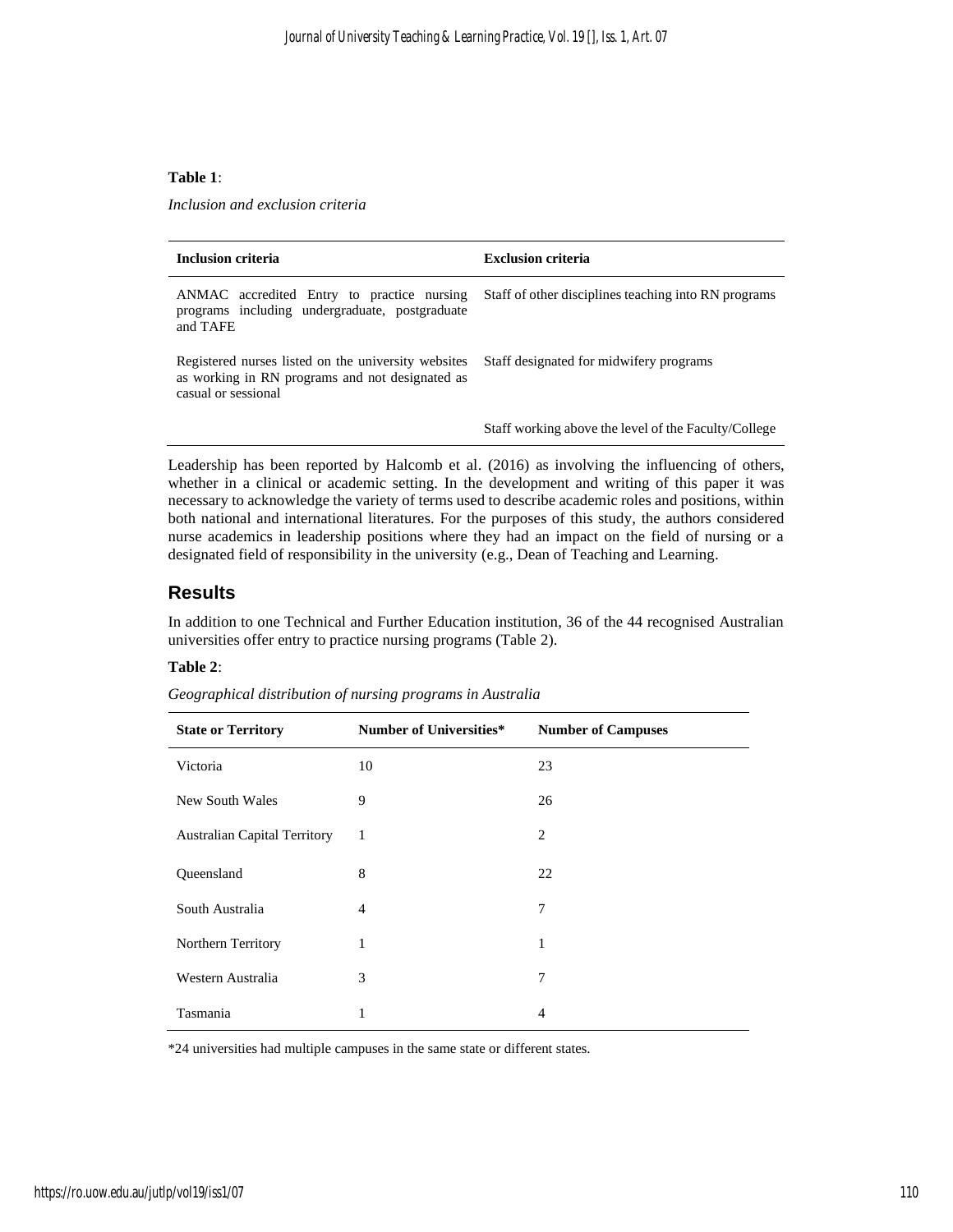**Table 1**:

*Inclusion and exclusion criteria*

| Inclusion criteria | Exclusion criteria |
|---|---|
| ANMAC accredited Entry to practice nursing programs including undergraduate, postgraduate and TAFE | Staff of other disciplines teaching into RN programs |
| Registered nurses listed on the university websites as working in RN programs and not designated as casual or sessional | Staff designated for midwifery programs |
| | Staff working above the level of the Faculty/College |

Leadership has been reported by Halcomb et al. (2016) as involving the influencing of others, whether in a clinical or academic setting. In the development and writing of this paper it was necessary to acknowledge the variety of terms used to describe academic roles and positions, within both national and international literatures. For the purposes of this study, the authors considered nurse academics in leadership positions where they had an impact on the field of nursing or a designated field of responsibility in the university (e.g., Dean of Teaching and Learning.

## Results

In addition to one Technical and Further Education institution, 36 of the 44 recognised Australian universities offer entry to practice nursing programs (Table 2).

**Table 2**:

*Geographical distribution of nursing programs in Australia*

| State or Territory | Number of Universities* | Number of Campuses |
|---|---|---|
| Victoria | 10 | 23 |
| New South Wales | 9 | 26 |
| Australian Capital Territory | 1 | 2 |
| Queensland | 8 | 22 |
| South Australia | 4 | 7 |
| Northern Territory | 1 | 1 |
| Western Australia | 3 | 7 |
| Tasmania | 1 | 4 |

*24 universities had multiple campuses in the same state or different states.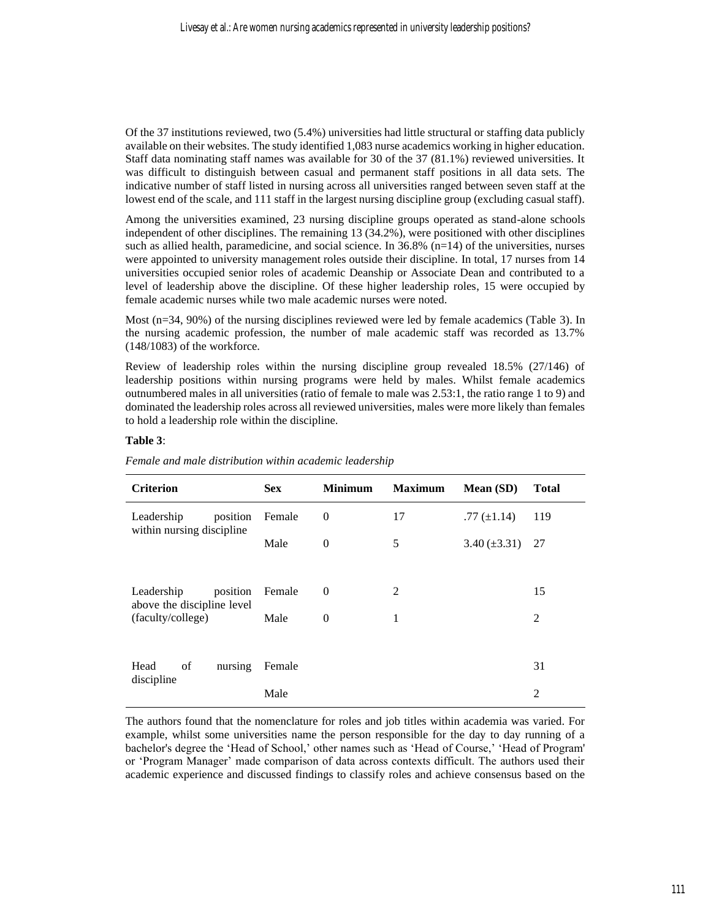Of the 37 institutions reviewed, two (5.4%) universities had little structural or staffing data publicly available on their websites. The study identified 1,083 nurse academics working in higher education. Staff data nominating staff names was available for 30 of the 37 (81.1%) reviewed universities. It was difficult to distinguish between casual and permanent staff positions in all data sets. The indicative number of staff listed in nursing across all universities ranged between seven staff at the lowest end of the scale, and 111 staff in the largest nursing discipline group (excluding casual staff).

Among the universities examined, 23 nursing discipline groups operated as stand-alone schools independent of other disciplines. The remaining 13 (34.2%), were positioned with other disciplines such as allied health, paramedicine, and social science. In 36.8% (n=14) of the universities, nurses were appointed to university management roles outside their discipline. In total, 17 nurses from 14 universities occupied senior roles of academic Deanship or Associate Dean and contributed to a level of leadership above the discipline. Of these higher leadership roles, 15 were occupied by female academic nurses while two male academic nurses were noted.

Most (n=34, 90%) of the nursing disciplines reviewed were led by female academics (Table 3). In the nursing academic profession, the number of male academic staff was recorded as 13.7% (148/1083) of the workforce.

Review of leadership roles within the nursing discipline group revealed 18.5% (27/146) of leadership positions within nursing programs were held by males. Whilst female academics outnumbered males in all universities (ratio of female to male was 2.53:1, the ratio range 1 to 9) and dominated the leadership roles across all reviewed universities, males were more likely than females to hold a leadership role within the discipline.

**Table 3**:

*Female and male distribution within academic leadership*

| Criterion | Sex | Minimum | Maximum | Mean (SD) | Total |
|---|---|---|---|---|---|
| Leadership position within nursing discipline | Female | 0 | 17 | .77 (±1.14) | 119 |
| | Male | 0 | 5 | 3.40 (±3.31) | 27 |
| Leadership position above the discipline level (faculty/college) | Female | 0 | 2 | | 15 |
| | Male | 0 | 1 | | 2 |
| Head of nursing discipline | Female | | | | 31 |
| | Male | | | | 2 |

The authors found that the nomenclature for roles and job titles within academia was varied. For example, whilst some universities name the person responsible for the day to day running of a bachelor's degree the 'Head of School,' other names such as 'Head of Course,' 'Head of Program' or 'Program Manager' made comparison of data across contexts difficult. The authors used their academic experience and discussed findings to classify roles and achieve consensus based on the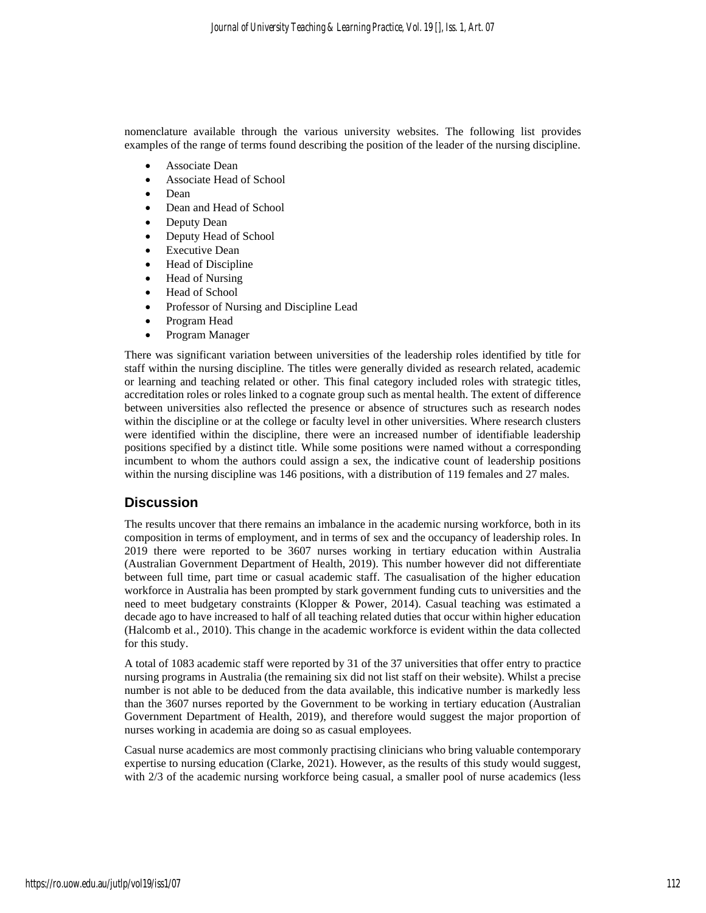nomenclature available through the various university websites. The following list provides examples of the range of terms found describing the position of the leader of the nursing discipline.

- Associate Dean
- Associate Head of School
- Dean
- Dean and Head of School
- Deputy Dean
- Deputy Head of School
- Executive Dean
- Head of Discipline
- Head of Nursing
- Head of School
- Professor of Nursing and Discipline Lead
- Program Head
- Program Manager

There was significant variation between universities of the leadership roles identified by title for staff within the nursing discipline. The titles were generally divided as research related, academic or learning and teaching related or other. This final category included roles with strategic titles, accreditation roles or roles linked to a cognate group such as mental health. The extent of difference between universities also reflected the presence or absence of structures such as research nodes within the discipline or at the college or faculty level in other universities. Where research clusters were identified within the discipline, there were an increased number of identifiable leadership positions specified by a distinct title. While some positions were named without a corresponding incumbent to whom the authors could assign a sex, the indicative count of leadership positions within the nursing discipline was 146 positions, with a distribution of 119 females and 27 males.

## Discussion

The results uncover that there remains an imbalance in the academic nursing workforce, both in its composition in terms of employment, and in terms of sex and the occupancy of leadership roles. In 2019 there were reported to be 3607 nurses working in tertiary education within Australia (Australian Government Department of Health, 2019). This number however did not differentiate between full time, part time or casual academic staff. The casualisation of the higher education workforce in Australia has been prompted by stark government funding cuts to universities and the need to meet budgetary constraints (Klopper & Power, 2014). Casual teaching was estimated a decade ago to have increased to half of all teaching related duties that occur within higher education (Halcomb et al., 2010). This change in the academic workforce is evident within the data collected for this study.

A total of 1083 academic staff were reported by 31 of the 37 universities that offer entry to practice nursing programs in Australia (the remaining six did not list staff on their website). Whilst a precise number is not able to be deduced from the data available, this indicative number is markedly less than the 3607 nurses reported by the Government to be working in tertiary education (Australian Government Department of Health, 2019), and therefore would suggest the major proportion of nurses working in academia are doing so as casual employees.

Casual nurse academics are most commonly practising clinicians who bring valuable contemporary expertise to nursing education (Clarke, 2021). However, as the results of this study would suggest, with 2/3 of the academic nursing workforce being casual, a smaller pool of nurse academics (less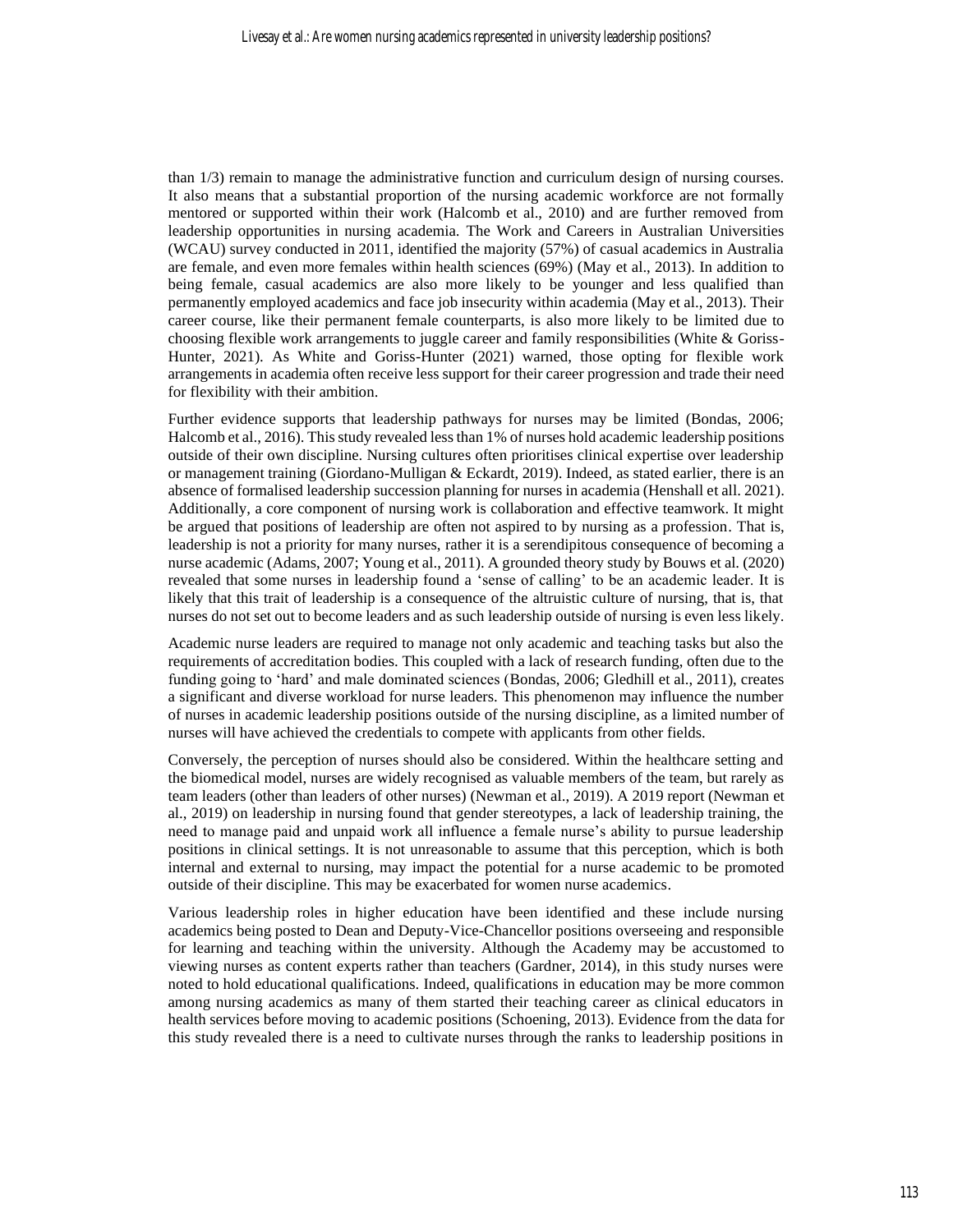than 1/3) remain to manage the administrative function and curriculum design of nursing courses. It also means that a substantial proportion of the nursing academic workforce are not formally mentored or supported within their work (Halcomb et al., 2010) and are further removed from leadership opportunities in nursing academia. The Work and Careers in Australian Universities (WCAU) survey conducted in 2011, identified the majority (57%) of casual academics in Australia are female, and even more females within health sciences (69%) (May et al., 2013). In addition to being female, casual academics are also more likely to be younger and less qualified than permanently employed academics and face job insecurity within academia (May et al., 2013). Their career course, like their permanent female counterparts, is also more likely to be limited due to choosing flexible work arrangements to juggle career and family responsibilities (White & Goriss-Hunter, 2021). As White and Goriss-Hunter (2021) warned, those opting for flexible work arrangements in academia often receive less support for their career progression and trade their need for flexibility with their ambition.

Further evidence supports that leadership pathways for nurses may be limited (Bondas, 2006; Halcomb et al., 2016). This study revealed less than 1% of nurses hold academic leadership positions outside of their own discipline. Nursing cultures often prioritises clinical expertise over leadership or management training (Giordano-Mulligan & Eckardt, 2019). Indeed, as stated earlier, there is an absence of formalised leadership succession planning for nurses in academia (Henshall et all. 2021). Additionally, a core component of nursing work is collaboration and effective teamwork. It might be argued that positions of leadership are often not aspired to by nursing as a profession. That is, leadership is not a priority for many nurses, rather it is a serendipitous consequence of becoming a nurse academic (Adams, 2007; Young et al., 2011). A grounded theory study by Bouws et al. (2020) revealed that some nurses in leadership found a 'sense of calling' to be an academic leader. It is likely that this trait of leadership is a consequence of the altruistic culture of nursing, that is, that nurses do not set out to become leaders and as such leadership outside of nursing is even less likely.

Academic nurse leaders are required to manage not only academic and teaching tasks but also the requirements of accreditation bodies. This coupled with a lack of research funding, often due to the funding going to 'hard' and male dominated sciences (Bondas, 2006; Gledhill et al., 2011), creates a significant and diverse workload for nurse leaders. This phenomenon may influence the number of nurses in academic leadership positions outside of the nursing discipline, as a limited number of nurses will have achieved the credentials to compete with applicants from other fields.

Conversely, the perception of nurses should also be considered. Within the healthcare setting and the biomedical model, nurses are widely recognised as valuable members of the team, but rarely as team leaders (other than leaders of other nurses) (Newman et al., 2019). A 2019 report (Newman et al., 2019) on leadership in nursing found that gender stereotypes, a lack of leadership training, the need to manage paid and unpaid work all influence a female nurse's ability to pursue leadership positions in clinical settings. It is not unreasonable to assume that this perception, which is both internal and external to nursing, may impact the potential for a nurse academic to be promoted outside of their discipline. This may be exacerbated for women nurse academics.

Various leadership roles in higher education have been identified and these include nursing academics being posted to Dean and Deputy-Vice-Chancellor positions overseeing and responsible for learning and teaching within the university. Although the Academy may be accustomed to viewing nurses as content experts rather than teachers (Gardner, 2014), in this study nurses were noted to hold educational qualifications. Indeed, qualifications in education may be more common among nursing academics as many of them started their teaching career as clinical educators in health services before moving to academic positions (Schoening, 2013). Evidence from the data for this study revealed there is a need to cultivate nurses through the ranks to leadership positions in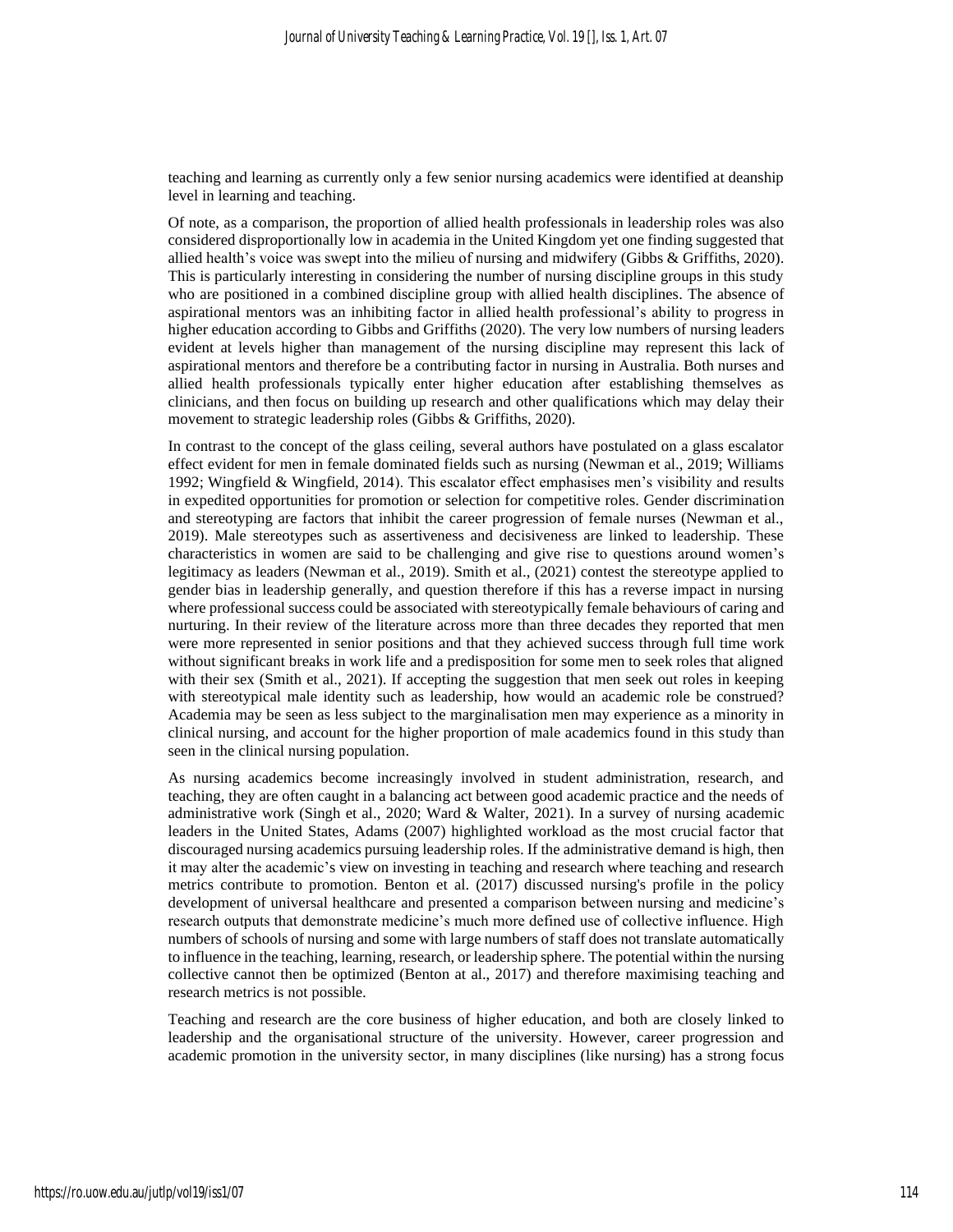teaching and learning as currently only a few senior nursing academics were identified at deanship level in learning and teaching.

Of note, as a comparison, the proportion of allied health professionals in leadership roles was also considered disproportionally low in academia in the United Kingdom yet one finding suggested that allied health's voice was swept into the milieu of nursing and midwifery (Gibbs & Griffiths, 2020). This is particularly interesting in considering the number of nursing discipline groups in this study who are positioned in a combined discipline group with allied health disciplines. The absence of aspirational mentors was an inhibiting factor in allied health professional's ability to progress in higher education according to Gibbs and Griffiths (2020). The very low numbers of nursing leaders evident at levels higher than management of the nursing discipline may represent this lack of aspirational mentors and therefore be a contributing factor in nursing in Australia. Both nurses and allied health professionals typically enter higher education after establishing themselves as clinicians, and then focus on building up research and other qualifications which may delay their movement to strategic leadership roles (Gibbs & Griffiths, 2020).

In contrast to the concept of the glass ceiling, several authors have postulated on a glass escalator effect evident for men in female dominated fields such as nursing (Newman et al., 2019; Williams 1992; Wingfield & Wingfield, 2014). This escalator effect emphasises men's visibility and results in expedited opportunities for promotion or selection for competitive roles. Gender discrimination and stereotyping are factors that inhibit the career progression of female nurses (Newman et al., 2019). Male stereotypes such as assertiveness and decisiveness are linked to leadership. These characteristics in women are said to be challenging and give rise to questions around women's legitimacy as leaders (Newman et al., 2019). Smith et al., (2021) contest the stereotype applied to gender bias in leadership generally, and question therefore if this has a reverse impact in nursing where professional success could be associated with stereotypically female behaviours of caring and nurturing. In their review of the literature across more than three decades they reported that men were more represented in senior positions and that they achieved success through full time work without significant breaks in work life and a predisposition for some men to seek roles that aligned with their sex (Smith et al., 2021). If accepting the suggestion that men seek out roles in keeping with stereotypical male identity such as leadership, how would an academic role be construed? Academia may be seen as less subject to the marginalisation men may experience as a minority in clinical nursing, and account for the higher proportion of male academics found in this study than seen in the clinical nursing population.

As nursing academics become increasingly involved in student administration, research, and teaching, they are often caught in a balancing act between good academic practice and the needs of administrative work (Singh et al., 2020; Ward & Walter, 2021). In a survey of nursing academic leaders in the United States, Adams (2007) highlighted workload as the most crucial factor that discouraged nursing academics pursuing leadership roles. If the administrative demand is high, then it may alter the academic's view on investing in teaching and research where teaching and research metrics contribute to promotion. Benton et al. (2017) discussed nursing's profile in the policy development of universal healthcare and presented a comparison between nursing and medicine's research outputs that demonstrate medicine's much more defined use of collective influence. High numbers of schools of nursing and some with large numbers of staff does not translate automatically to influence in the teaching, learning, research, or leadership sphere. The potential within the nursing collective cannot then be optimized (Benton at al., 2017) and therefore maximising teaching and research metrics is not possible.

Teaching and research are the core business of higher education, and both are closely linked to leadership and the organisational structure of the university. However, career progression and academic promotion in the university sector, in many disciplines (like nursing) has a strong focus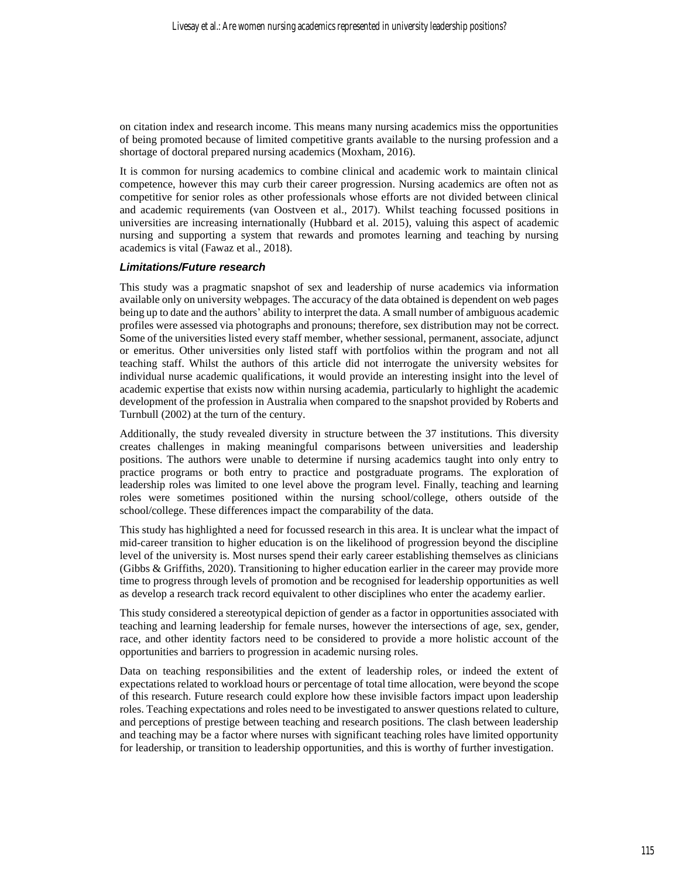on citation index and research income. This means many nursing academics miss the opportunities of being promoted because of limited competitive grants available to the nursing profession and a shortage of doctoral prepared nursing academics (Moxham, 2016).

It is common for nursing academics to combine clinical and academic work to maintain clinical competence, however this may curb their career progression. Nursing academics are often not as competitive for senior roles as other professionals whose efforts are not divided between clinical and academic requirements (van Oostveen et al., 2017). Whilst teaching focussed positions in universities are increasing internationally (Hubbard et al. 2015), valuing this aspect of academic nursing and supporting a system that rewards and promotes learning and teaching by nursing academics is vital (Fawaz et al., 2018).

### *Limitations/Future research*

This study was a pragmatic snapshot of sex and leadership of nurse academics via information available only on university webpages. The accuracy of the data obtained is dependent on web pages being up to date and the authors' ability to interpret the data. A small number of ambiguous academic profiles were assessed via photographs and pronouns; therefore, sex distribution may not be correct. Some of the universities listed every staff member, whether sessional, permanent, associate, adjunct or emeritus. Other universities only listed staff with portfolios within the program and not all teaching staff. Whilst the authors of this article did not interrogate the university websites for individual nurse academic qualifications, it would provide an interesting insight into the level of academic expertise that exists now within nursing academia, particularly to highlight the academic development of the profession in Australia when compared to the snapshot provided by Roberts and Turnbull (2002) at the turn of the century.

Additionally, the study revealed diversity in structure between the 37 institutions. This diversity creates challenges in making meaningful comparisons between universities and leadership positions. The authors were unable to determine if nursing academics taught into only entry to practice programs or both entry to practice and postgraduate programs. The exploration of leadership roles was limited to one level above the program level. Finally, teaching and learning roles were sometimes positioned within the nursing school/college, others outside of the school/college. These differences impact the comparability of the data.

This study has highlighted a need for focussed research in this area. It is unclear what the impact of mid-career transition to higher education is on the likelihood of progression beyond the discipline level of the university is. Most nurses spend their early career establishing themselves as clinicians (Gibbs & Griffiths, 2020). Transitioning to higher education earlier in the career may provide more time to progress through levels of promotion and be recognised for leadership opportunities as well as develop a research track record equivalent to other disciplines who enter the academy earlier.

This study considered a stereotypical depiction of gender as a factor in opportunities associated with teaching and learning leadership for female nurses, however the intersections of age, sex, gender, race, and other identity factors need to be considered to provide a more holistic account of the opportunities and barriers to progression in academic nursing roles.

Data on teaching responsibilities and the extent of leadership roles, or indeed the extent of expectations related to workload hours or percentage of total time allocation, were beyond the scope of this research. Future research could explore how these invisible factors impact upon leadership roles. Teaching expectations and roles need to be investigated to answer questions related to culture, and perceptions of prestige between teaching and research positions. The clash between leadership and teaching may be a factor where nurses with significant teaching roles have limited opportunity for leadership, or transition to leadership opportunities, and this is worthy of further investigation.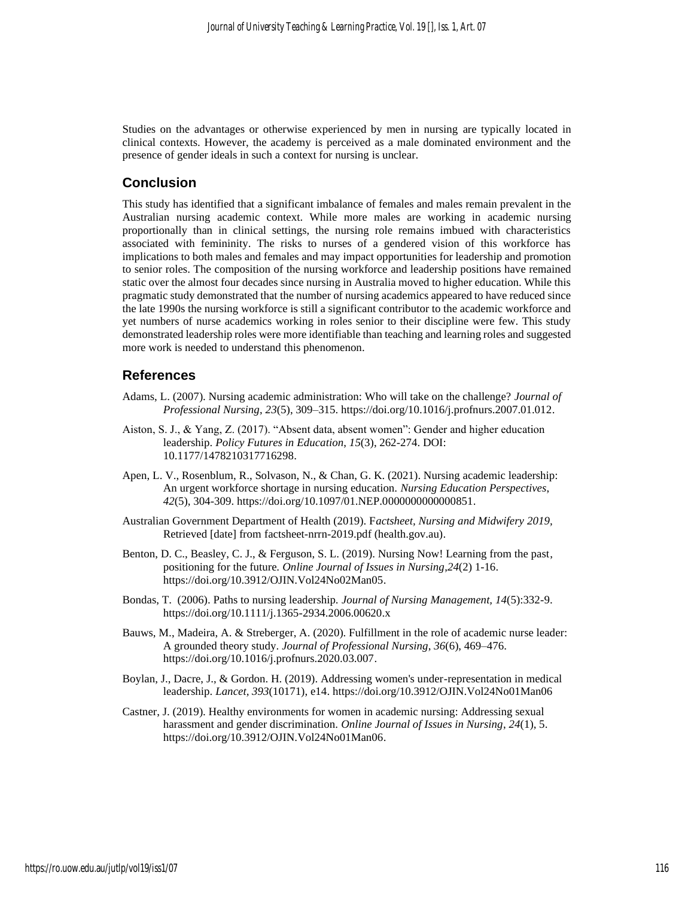Studies on the advantages or otherwise experienced by men in nursing are typically located in clinical contexts. However, the academy is perceived as a male dominated environment and the presence of gender ideals in such a context for nursing is unclear.

## Conclusion

This study has identified that a significant imbalance of females and males remain prevalent in the Australian nursing academic context. While more males are working in academic nursing proportionally than in clinical settings, the nursing role remains imbued with characteristics associated with femininity. The risks to nurses of a gendered vision of this workforce has implications to both males and females and may impact opportunities for leadership and promotion to senior roles. The composition of the nursing workforce and leadership positions have remained static over the almost four decades since nursing in Australia moved to higher education. While this pragmatic study demonstrated that the number of nursing academics appeared to have reduced since the late 1990s the nursing workforce is still a significant contributor to the academic workforce and yet numbers of nurse academics working in roles senior to their discipline were few. This study demonstrated leadership roles were more identifiable than teaching and learning roles and suggested more work is needed to understand this phenomenon.

## References

Adams, L. (2007). Nursing academic administration: Who will take on the challenge? *Journal of Professional Nursing*, *23*(5), 309–315. https://doi.org/10.1016/j.profnurs.2007.01.012.

Aiston, S. J., & Yang, Z. (2017). "Absent data, absent women": Gender and higher education leadership. *Policy Futures in Education*, *15*(3), 262-274. DOI: 10.1177/1478210317716298.

Apen, L. V., Rosenblum, R., Solvason, N., & Chan, G. K. (2021). Nursing academic leadership: An urgent workforce shortage in nursing education. *Nursing Education Perspectives*, *42*(5), 304-309. https://doi.org/10.1097/01.NEP.0000000000000851.

Australian Government Department of Health (2019). F*actsheet, Nursing and Midwifery 2019,* Retrieved [date] from factsheet-nrrn-2019.pdf (health.gov.au).

Benton, D. C., Beasley, C. J., & Ferguson, S. L. (2019). Nursing Now! Learning from the past, positioning for the future. *Online Journal of Issues in Nursing*,*24*(2) 1-16. https://doi.org/10.3912/OJIN.Vol24No02Man05.

Bondas, T. (2006). Paths to nursing leadership. *Journal of Nursing Management, 14*(5):332-9. https://doi.org/10.1111/j.1365-2934.2006.00620.x

Bauws, M., Madeira, A. & Streberger, A. (2020). Fulfillment in the role of academic nurse leader: A grounded theory study. *Journal of Professional Nursing*, *36*(6), 469–476. https://doi.org/10.1016/j.profnurs.2020.03.007.

Boylan, J., Dacre, J., & Gordon. H. (2019). Addressing women's under-representation in medical leadership. *Lancet, 393*(10171), e14. https://doi.org/10.3912/OJIN.Vol24No01Man06

Castner, J. (2019). Healthy environments for women in academic nursing: Addressing sexual harassment and gender discrimination. *Online Journal of Issues in Nursing*, *24*(1), 5. https://doi.org/10.3912/OJIN.Vol24No01Man06.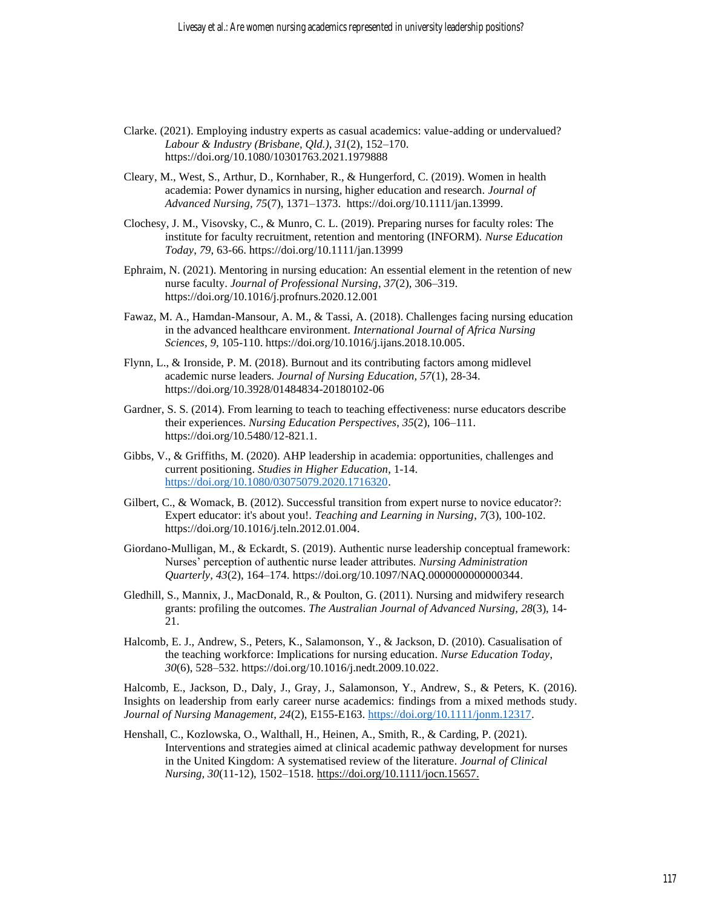Clarke. (2021). Employing industry experts as casual academics: value-adding or undervalued? *Labour & Industry (Brisbane, Qld.)*, *31*(2), 152–170. https://doi.org/10.1080/10301763.2021.1979888

Cleary, M., West, S., Arthur, D., Kornhaber, R., & Hungerford, C. (2019). Women in health academia: Power dynamics in nursing, higher education and research. *Journal of Advanced Nursing*, *75*(7), 1371–1373. https://doi.org/10.1111/jan.13999.

Clochesy, J. M., Visovsky, C., & Munro, C. L. (2019). Preparing nurses for faculty roles: The institute for faculty recruitment, retention and mentoring (INFORM). *Nurse Education Today*, *79*, 63-66. https://doi.org/10.1111/jan.13999

Ephraim, N. (2021). Mentoring in nursing education: An essential element in the retention of new nurse faculty. *Journal of Professional Nursing*, *37*(2), 306–319. https://doi.org/10.1016/j.profnurs.2020.12.001

Fawaz, M. A., Hamdan-Mansour, A. M., & Tassi, A. (2018). Challenges facing nursing education in the advanced healthcare environment. *International Journal of Africa Nursing Sciences*, *9*, 105-110. https://doi.org/10.1016/j.ijans.2018.10.005.

Flynn, L., & Ironside, P. M. (2018). Burnout and its contributing factors among midlevel academic nurse leaders. *Journal of Nursing Education*, *57*(1), 28-34. https://doi.org/10.3928/01484834-20180102-06

Gardner, S. S. (2014). From learning to teach to teaching effectiveness: nurse educators describe their experiences. *Nursing Education Perspectives*, *35*(2), 106–111. https://doi.org/10.5480/12-821.1.

Gibbs, V., & Griffiths, M. (2020). AHP leadership in academia: opportunities, challenges and current positioning. *Studies in Higher Education*, 1-14. https://doi.org/10.1080/03075079.2020.1716320.

Gilbert, C., & Womack, B. (2012). Successful transition from expert nurse to novice educator?: Expert educator: it's about you!. *Teaching and Learning in Nursing*, *7*(3), 100-102. https://doi.org/10.1016/j.teln.2012.01.004.

Giordano-Mulligan, M., & Eckardt, S. (2019). Authentic nurse leadership conceptual framework: Nurses' perception of authentic nurse leader attributes. *Nursing Administration Quarterly*, *43*(2), 164–174. https://doi.org/10.1097/NAQ.0000000000000344.

Gledhill, S., Mannix, J., MacDonald, R., & Poulton, G. (2011). Nursing and midwifery research grants: profiling the outcomes. *The Australian Journal of Advanced Nursing*, *28*(3), 14-21.

Halcomb, E. J., Andrew, S., Peters, K., Salamonson, Y., & Jackson, D. (2010). Casualisation of the teaching workforce: Implications for nursing education. *Nurse Education Today*, *30*(6), 528–532. https://doi.org/10.1016/j.nedt.2009.10.022.

Halcomb, E., Jackson, D., Daly, J., Gray, J., Salamonson, Y., Andrew, S., & Peters, K. (2016). Insights on leadership from early career nurse academics: findings from a mixed methods study. *Journal of Nursing Management*, *24*(2), E155-E163. https://doi.org/10.1111/jonm.12317.

Henshall, C., Kozlowska, O., Walthall, H., Heinen, A., Smith, R., & Carding, P. (2021). Interventions and strategies aimed at clinical academic pathway development for nurses in the United Kingdom: A systematised review of the literature. *Journal of Clinical Nursing*, *30*(11-12), 1502–1518. https://doi.org/10.1111/jocn.15657.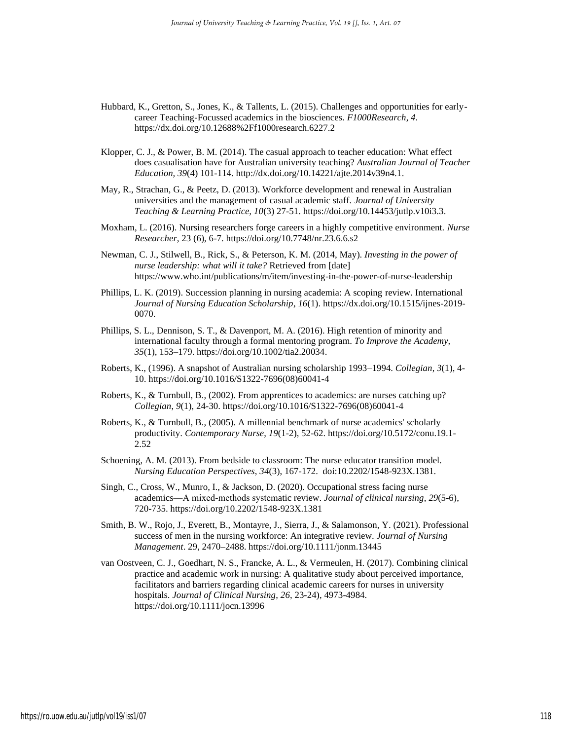Hubbard, K., Gretton, S., Jones, K., & Tallents, L. (2015). Challenges and opportunities for early-career Teaching-Focussed academics in the biosciences. *F1000Research*, *4*. https://dx.doi.org/10.12688%2Ff1000research.6227.2

Klopper, C. J., & Power, B. M. (2014). The casual approach to teacher education: What effect does casualisation have for Australian university teaching? *Australian Journal of Teacher Education, 39*(4) 101-114. http://dx.doi.org/10.14221/ajte.2014v39n4.1.

May, R., Strachan, G., & Peetz, D. (2013). Workforce development and renewal in Australian universities and the management of casual academic staff. *Journal of University Teaching & Learning Practice, 10*(3) 27-51. https://doi.org/10.14453/jutlp.v10i3.3.

Moxham, L. (2016). Nursing researchers forge careers in a highly competitive environment. *Nurse Researcher*, 23 (6), 6-7. https://doi.org/10.7748/nr.23.6.6.s2

Newman, C. J., Stilwell, B., Rick, S., & Peterson, K. M. (2014, May). *Investing in the power of nurse leadership: what will it take?* Retrieved from [date] https://www.who.int/publications/m/item/investing-in-the-power-of-nurse-leadership

Phillips, L. K. (2019). Succession planning in nursing academia: A scoping review. International *Journal of Nursing Education Scholarship*, *16*(1). https://dx.doi.org/10.1515/ijnes-2019-0070.

Phillips, S. L., Dennison, S. T., & Davenport, M. A. (2016). High retention of minority and international faculty through a formal mentoring program. *To Improve the Academy, 35*(1), 153–179. https://doi.org/10.1002/tia2.20034.

Roberts, K., (1996). A snapshot of Australian nursing scholarship 1993–1994. *Collegian*, *3*(1), 4-10. https://doi.org/10.1016/S1322-7696(08)60041-4

Roberts, K., & Turnbull, B., (2002). From apprentices to academics: are nurses catching up? *Collegian*, *9*(1), 24-30. https://doi.org/10.1016/S1322-7696(08)60041-4

Roberts, K., & Turnbull, B., (2005). A millennial benchmark of nurse academics' scholarly productivity. *Contemporary Nurse*, *19*(1-2), 52-62. https://doi.org/10.5172/conu.19.1-2.52

Schoening, A. M. (2013). From bedside to classroom: The nurse educator transition model. *Nursing Education Perspectives*, *34*(3), 167-172. doi:10.2202/1548-923X.1381.

Singh, C., Cross, W., Munro, I., & Jackson, D. (2020). Occupational stress facing nurse academics—A mixed-methods systematic review. *Journal of clinical nursing*, *29*(5-6), 720-735. https://doi.org/10.2202/1548-923X.1381

Smith, B. W., Rojo, J., Everett, B., Montayre, J., Sierra, J., & Salamonson, Y. (2021). Professional success of men in the nursing workforce: An integrative review. *Journal of Nursing Management*. 29, 2470–2488. https://doi.org/10.1111/jonm.13445

van Oostveen, C. J., Goedhart, N. S., Francke, A. L., & Vermeulen, H. (2017). Combining clinical practice and academic work in nursing: A qualitative study about perceived importance, facilitators and barriers regarding clinical academic careers for nurses in university hospitals. *Journal of Clinical Nursing*, *26*, 23-24), 4973-4984. https://doi.org/10.1111/jocn.13996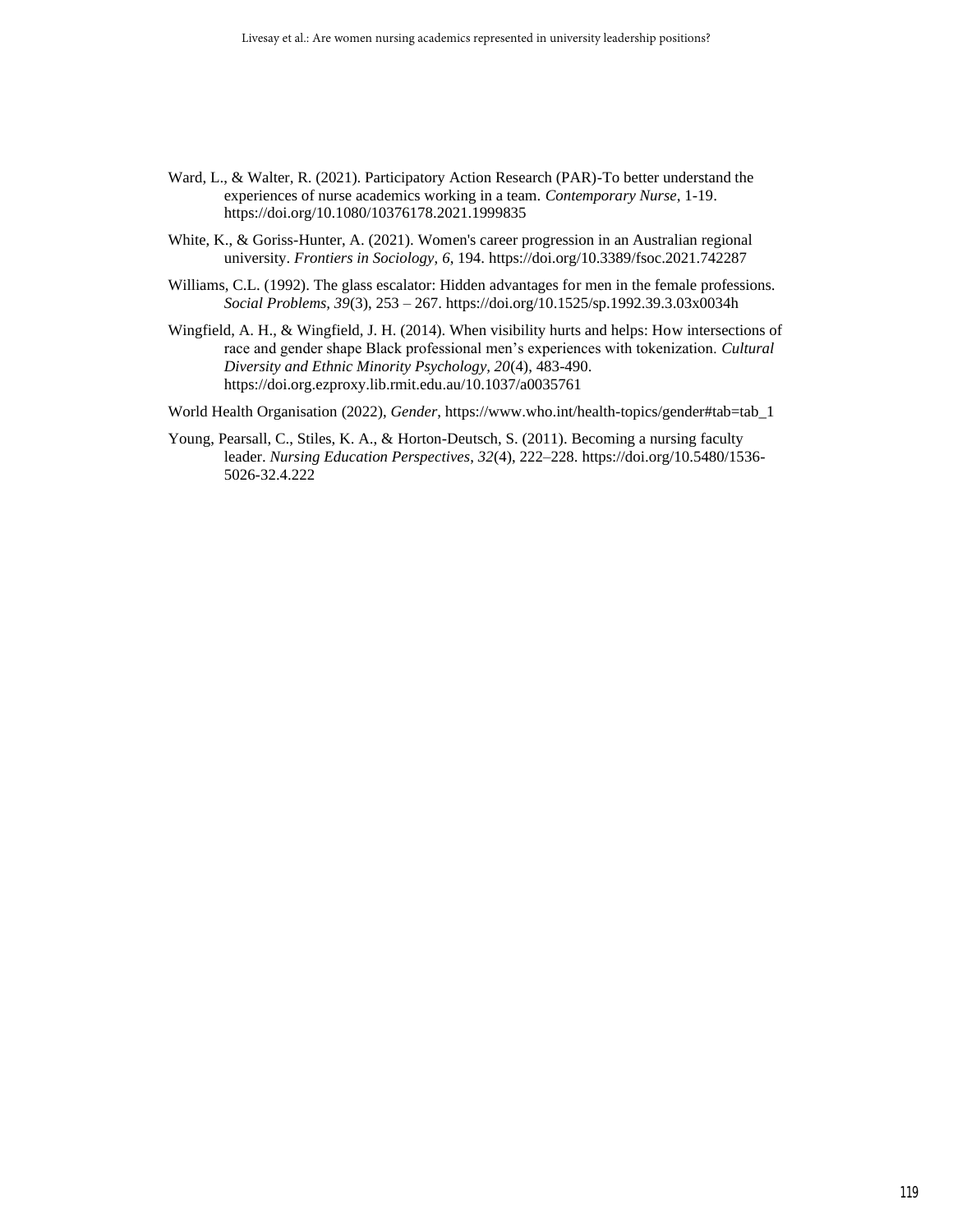Ward, L., & Walter, R. (2021). Participatory Action Research (PAR)-To better understand the experiences of nurse academics working in a team. *Contemporary Nurse*, 1-19. https://doi.org/10.1080/10376178.2021.1999835

White, K., & Goriss-Hunter, A. (2021). Women's career progression in an Australian regional university. *Frontiers in Sociology*, *6*, 194. https://doi.org/10.3389/fsoc.2021.742287

Williams, C.L. (1992). The glass escalator: Hidden advantages for men in the female professions. *Social Problems, 39*(3), 253 – 267. https://doi.org/10.1525/sp.1992.39.3.03x0034h

Wingfield, A. H., & Wingfield, J. H. (2014). When visibility hurts and helps: How intersections of race and gender shape Black professional men's experiences with tokenization. *Cultural Diversity and Ethnic Minority Psychology, 20*(4), 483-490. https://doi.org.ezproxy.lib.rmit.edu.au/10.1037/a0035761

World Health Organisation (2022), *Gender*, https://www.who.int/health-topics/gender#tab=tab_1

Young, Pearsall, C., Stiles, K. A., & Horton-Deutsch, S. (2011). Becoming a nursing faculty leader. *Nursing Education Perspectives*, *32*(4), 222–228. https://doi.org/10.5480/1536-5026-32.4.222